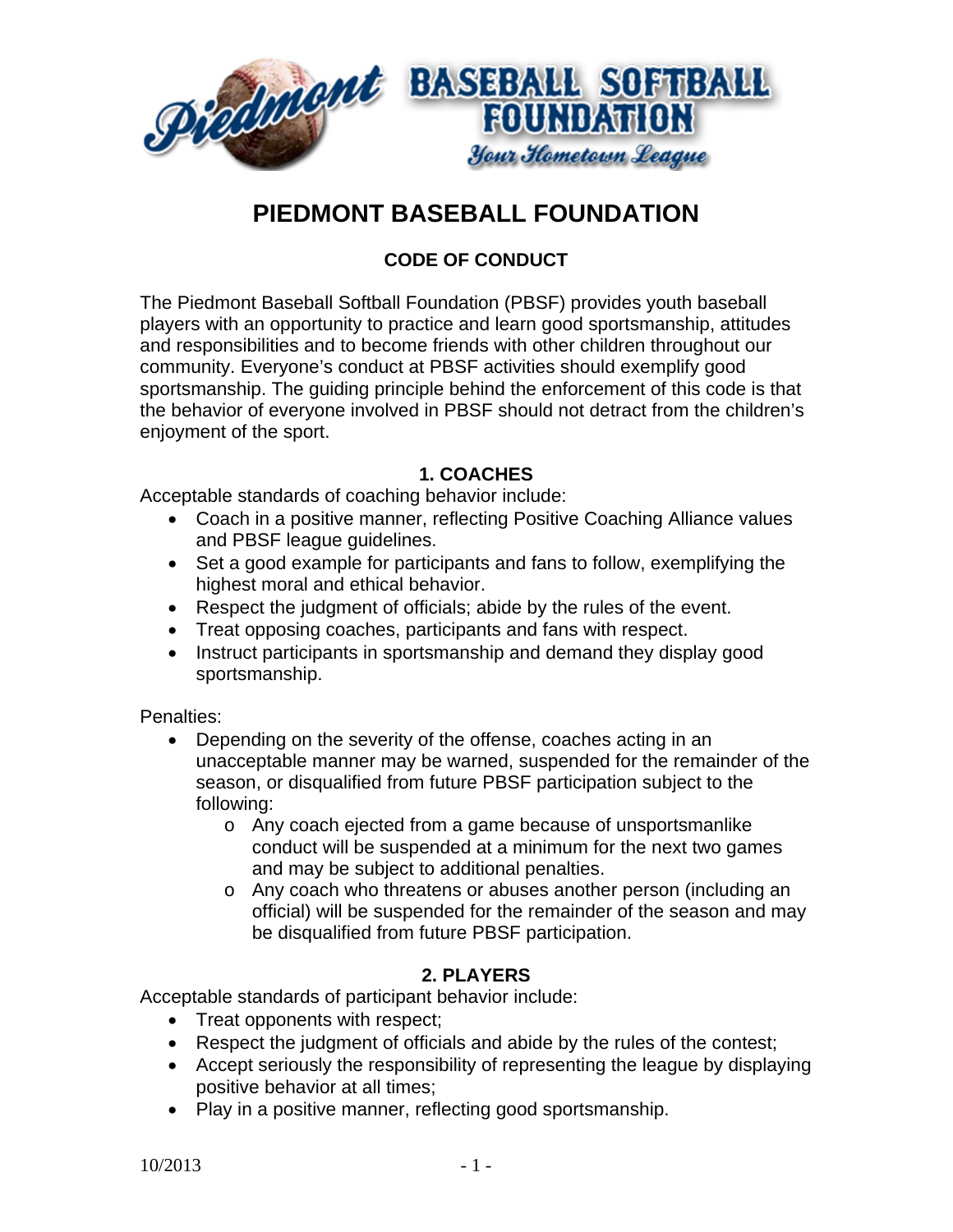# PIEDMONT BASEBALL FOUNDATION

## CODE OF CONDUCT

The Piedmont Baseball Softball Foundation (PBSF) provides youth baseball players with an opportunity to practice and learn good sportsmanship, attitudes and responsibilities and to become friends with other children throughout our community. Everyone's conduct at PBSF activities should exemplify good sportsmanship. The guiding principle behind the enforcement of this code is that the behavior of everyone involved in PBSF should not detract from the children's enjoyment of the sport.

### 1. COACHES

Acceptable standards of coaching behavior include:

- Coach in a positive manner, reflecting Positive Coaching Alliance values and PBSF league guidelines.
- Set a good example for participants and fans to follow, exemplifying the highest moral and ethical behavior.
- Respect the judgment of officials; abide by the rules of the event.
- Treat opposing coaches, participants and fans with respect.
- Instruct participants in sportsmanship and demand they display good sportsmanship.

Penalties:

- Depending on the severity of the offense, coaches acting in an unacceptable manner may be warned, suspended for the remainder of the season, or disqualified from future PBSF participation subject to the following:
  - Any coach ejected from a game because of unsportsmanlike conduct will be suspended at a minimum for the next two games and may be subject to additional penalties.
  - Any coach who threatens or abuses another person (including an official) will be suspended for the remainder of the season and may be disqualified from future PBSF participation.

### 2. PLAYERS

Acceptable standards of participant behavior include:

- Treat opponents with respect;
- Respect the judgment of officials and abide by the rules of the contest;
- Accept seriously the responsibility of representing the league by displaying positive behavior at all times;
- Play in a positive manner, reflecting good sportsmanship.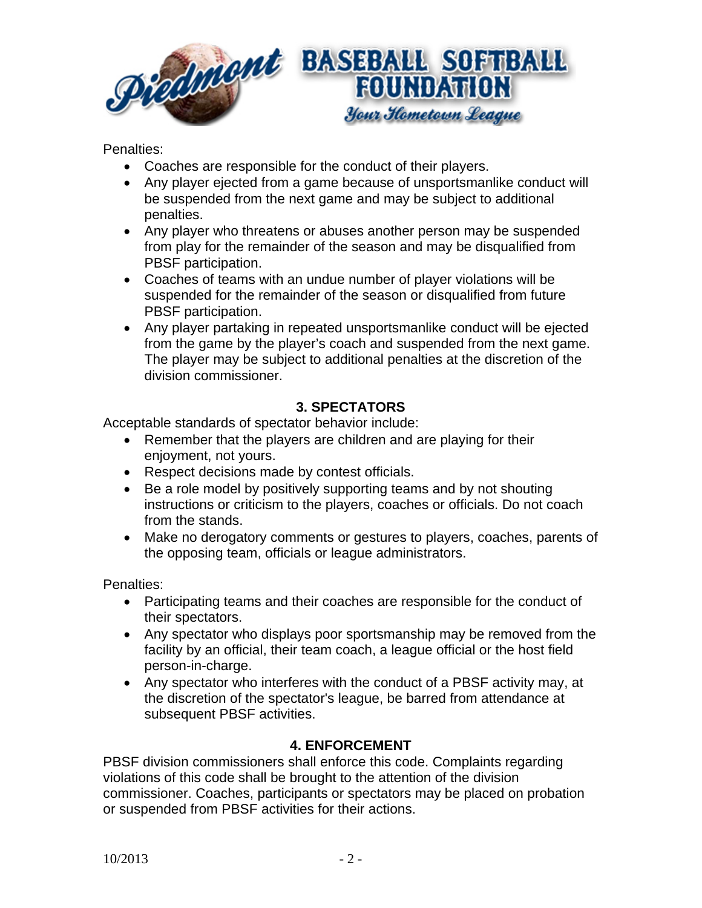Penalties:

- Coaches are responsible for the conduct of their players.
- Any player ejected from a game because of unsportsmanlike conduct will be suspended from the next game and may be subject to additional penalties.
- Any player who threatens or abuses another person may be suspended from play for the remainder of the season and may be disqualified from PBSF participation.
- Coaches of teams with an undue number of player violations will be suspended for the remainder of the season or disqualified from future PBSF participation.
- Any player partaking in repeated unsportsmanlike conduct will be ejected from the game by the player's coach and suspended from the next game. The player may be subject to additional penalties at the discretion of the division commissioner.

## 3. SPECTATORS

Acceptable standards of spectator behavior include:

- Remember that the players are children and are playing for their enjoyment, not yours.
- Respect decisions made by contest officials.
- Be a role model by positively supporting teams and by not shouting instructions or criticism to the players, coaches or officials. Do not coach from the stands.
- Make no derogatory comments or gestures to players, coaches, parents of the opposing team, officials or league administrators.

Penalties:

- Participating teams and their coaches are responsible for the conduct of their spectators.
- Any spectator who displays poor sportsmanship may be removed from the facility by an official, their team coach, a league official or the host field person-in-charge.
- Any spectator who interferes with the conduct of a PBSF activity may, at the discretion of the spectator's league, be barred from attendance at subsequent PBSF activities.

## 4. ENFORCEMENT

PBSF division commissioners shall enforce this code. Complaints regarding violations of this code shall be brought to the attention of the division commissioner. Coaches, participants or spectators may be placed on probation or suspended from PBSF activities for their actions.

10/2013